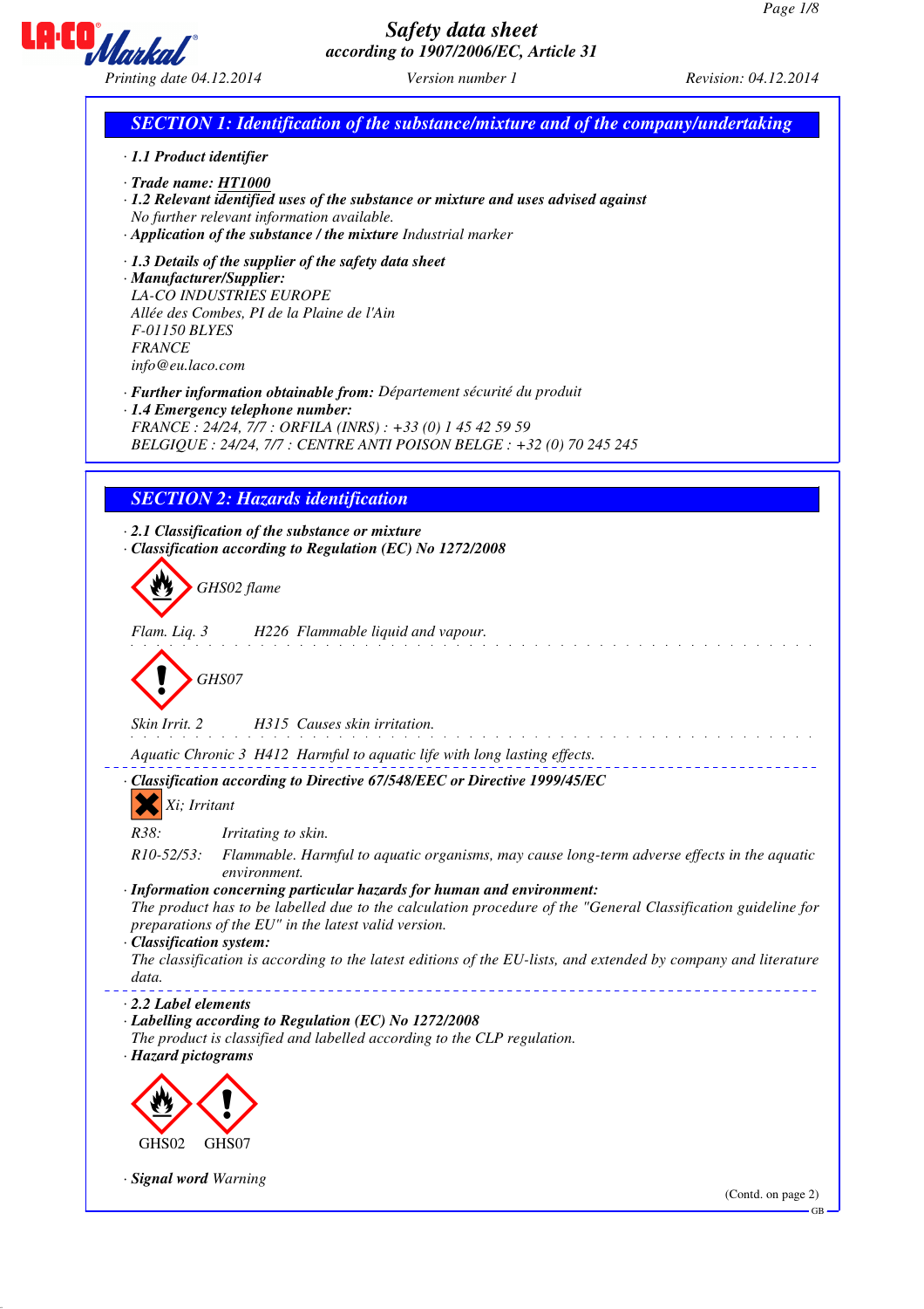# Safety data sheet
*according to 1907/2006/EC, Article 31*

Printing date 04.12.2014 Version number 1 Revision: 04.12.2014

## SECTION 1: Identification of the substance/mixture and of the company/undertaking

· **1.1 Product identifier**

· **Trade name: HT1000**
· **1.2 Relevant identified uses of the substance or mixture and uses advised against**
No further relevant information available.
· **Application of the substance / the mixture** Industrial marker

· **1.3 Details of the supplier of the safety data sheet**
· **Manufacturer/Supplier:**
LA-CO INDUSTRIES EUROPE
Allée des Combes, PI de la Plaine de l'Ain
F-01150 BLYES
FRANCE
info@eu.laco.com

· **Further information obtainable from:** Département sécurité du produit
· **1.4 Emergency telephone number:**
FRANCE : 24/24, 7/7 : ORFILA (INRS) : +33 (0) 1 45 42 59 59
BELGIQUE : 24/24, 7/7 : CENTRE ANTI POISON BELGE : +32 (0) 70 245 245

## SECTION 2: Hazards identification

· **2.1 Classification of the substance or mixture**
· **Classification according to Regulation (EC) No 1272/2008**

GHS02 flame

Flam. Liq. 3 H226 Flammable liquid and vapour.

GHS07

Skin Irrit. 2 H315 Causes skin irritation.

Aquatic Chronic 3 H412 Harmful to aquatic life with long lasting effects.

· **Classification according to Directive 67/548/EEC or Directive 1999/45/EC**

Xi; Irritant

R38: Irritating to skin.

R10-52/53: Flammable. Harmful to aquatic organisms, may cause long-term adverse effects in the aquatic environment.

· **Information concerning particular hazards for human and environment:**
The product has to be labelled due to the calculation procedure of the "General Classification guideline for preparations of the EU" in the latest valid version.
· **Classification system:**
The classification is according to the latest editions of the EU-lists, and extended by company and literature data.

· **2.2 Label elements**
· **Labelling according to Regulation (EC) No 1272/2008**
The product is classified and labelled according to the CLP regulation.
· **Hazard pictograms**

GHS02 GHS07

· **Signal word** Warning

(Contd. on page 2)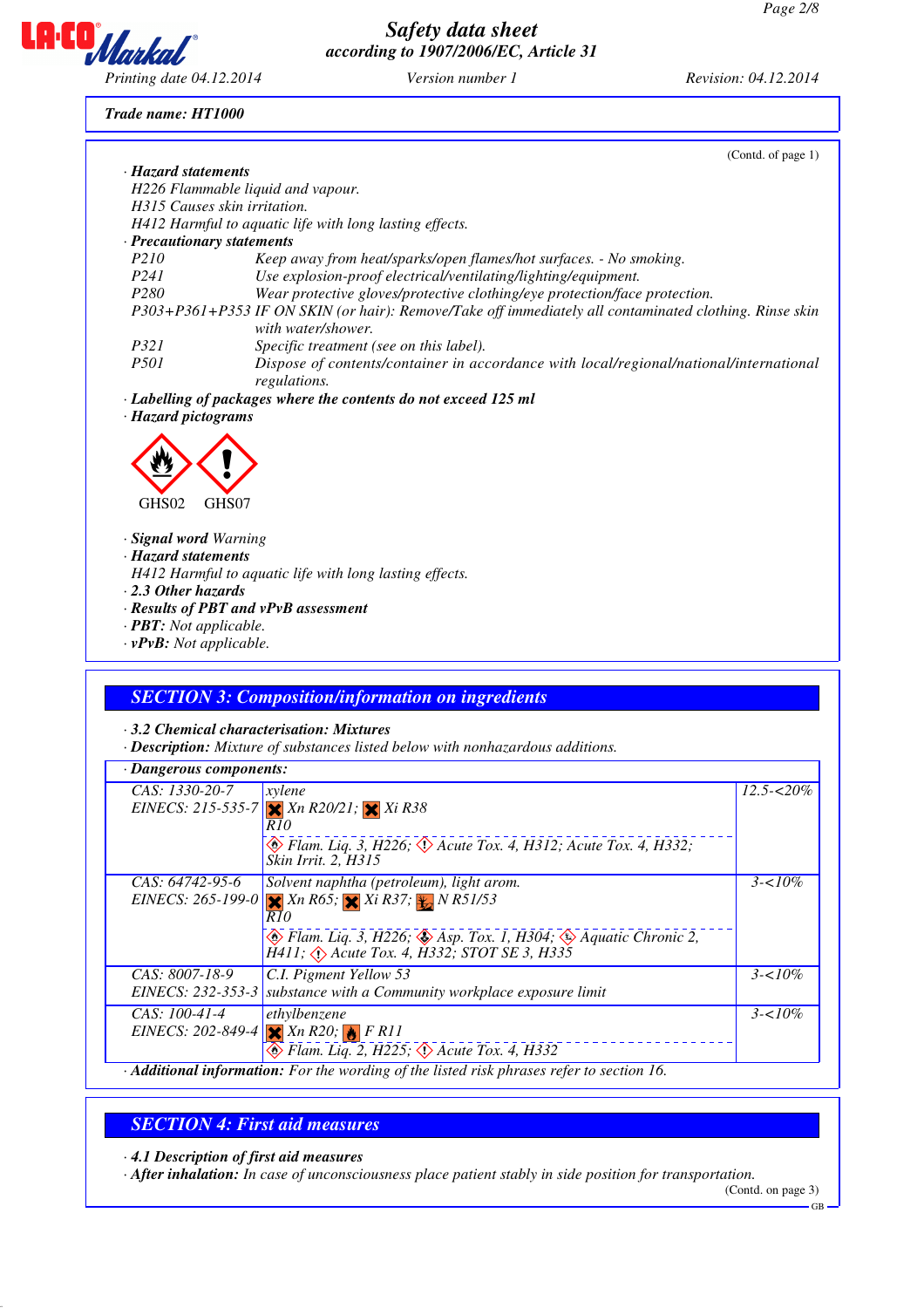**Trade name: HT1000**

(Contd. of page 1)

· **Hazard statements**

H226 Flammable liquid and vapour.

H315 Causes skin irritation.

H412 Harmful to aquatic life with long lasting effects.

· **Precautionary statements**

| | |
|---|---|
| P210 | Keep away from heat/sparks/open flames/hot surfaces. - No smoking. |
| P241 | Use explosion-proof electrical/ventilating/lighting/equipment. |
| P280 | Wear protective gloves/protective clothing/eye protection/face protection. |
| P303+P361+P353 | IF ON SKIN (or hair): Remove/Take off immediately all contaminated clothing. Rinse skin with water/shower. |
| P321 | Specific treatment (see on this label). |
| P501 | Dispose of contents/container in accordance with local/regional/national/international regulations. |

· **Labelling of packages where the contents do not exceed 125 ml**

· **Hazard pictograms**

GHS02 GHS07

· **Signal word** Warning

· **Hazard statements**

H412 Harmful to aquatic life with long lasting effects.

· **2.3 Other hazards**

· **Results of PBT and vPvB assessment**

· **PBT:** Not applicable.

· **vPvB:** Not applicable.

## SECTION 3: Composition/information on ingredients

· **3.2 Chemical characterisation: Mixtures**

· **Description:** Mixture of substances listed below with nonhazardous additions.

· **Dangerous components:**

| | | |
|---|---|---|
| CAS: 1330-20-7<br>EINECS: 215-535-7 | xylene<br>Xn R20/21; Xi R38<br>R10<br>Flam. Liq. 3, H226; Acute Tox. 4, H312; Acute Tox. 4, H332; Skin Irrit. 2, H315 | 12.5-<20% |
| CAS: 64742-95-6<br>EINECS: 265-199-0 | Solvent naphtha (petroleum), light arom.<br>Xn R65; Xi R37; N R51/53<br>R10<br>Flam. Liq. 3, H226; Asp. Tox. 1, H304; Aquatic Chronic 2, H411; Acute Tox. 4, H332; STOT SE 3, H335 | 3-<10% |
| CAS: 8007-18-9<br>EINECS: 232-353-3 | C.I. Pigment Yellow 53<br>substance with a Community workplace exposure limit | 3-<10% |
| CAS: 100-41-4<br>EINECS: 202-849-4 | ethylbenzene<br>Xn R20; F R11<br>Flam. Liq. 2, H225; Acute Tox. 4, H332 | 3-<10% |

· **Additional information:** For the wording of the listed risk phrases refer to section 16.

## SECTION 4: First aid measures

· **4.1 Description of first aid measures**

· **After inhalation:** In case of unconsciousness place patient stably in side position for transportation.

(Contd. on page 3)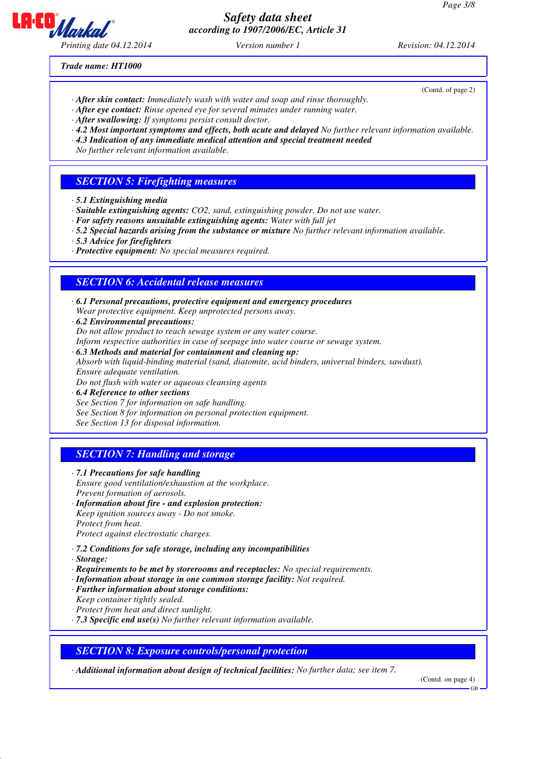**Trade name: HT1000**

(Contd. of page 2)

· **After skin contact:** Immediately wash with water and soap and rinse thoroughly.
· **After eye contact:** Rinse opened eye for several minutes under running water.
· **After swallowing:** If symptoms persist consult doctor.
· **4.2 Most important symptoms and effects, both acute and delayed** No further relevant information available.
· **4.3 Indication of any immediate medical attention and special treatment needed**
No further relevant information available.

## SECTION 5: Firefighting measures

· **5.1 Extinguishing media**
· **Suitable extinguishing agents:** CO2, sand, extinguishing powder. Do not use water.
· **For safety reasons unsuitable extinguishing agents:** Water with full jet
· **5.2 Special hazards arising from the substance or mixture** No further relevant information available.
· **5.3 Advice for firefighters**
· **Protective equipment:** No special measures required.

## SECTION 6: Accidental release measures

· **6.1 Personal precautions, protective equipment and emergency procedures**
Wear protective equipment. Keep unprotected persons away.
· **6.2 Environmental precautions:**
Do not allow product to reach sewage system or any water course.
Inform respective authorities in case of seepage into water course or sewage system.
· **6.3 Methods and material for containment and cleaning up:**
Absorb with liquid-binding material (sand, diatomite, acid binders, universal binders, sawdust).
Ensure adequate ventilation.
Do not flush with water or aqueous cleansing agents
· **6.4 Reference to other sections**
See Section 7 for information on safe handling.
See Section 8 for information on personal protection equipment.
See Section 13 for disposal information.

## SECTION 7: Handling and storage

· **7.1 Precautions for safe handling**
Ensure good ventilation/exhaustion at the workplace.
Prevent formation of aerosols.
· **Information about fire - and explosion protection:**
Keep ignition sources away - Do not smoke.
Protect from heat.
Protect against electrostatic charges.

· **7.2 Conditions for safe storage, including any incompatibilities**
· **Storage:**
· **Requirements to be met by storerooms and receptacles:** No special requirements.
· **Information about storage in one common storage facility:** Not required.
· **Further information about storage conditions:**
Keep container tightly sealed.
Protect from heat and direct sunlight.
· **7.3 Specific end use(s)** No further relevant information available.

## SECTION 8: Exposure controls/personal protection

· **Additional information about design of technical facilities:** No further data; see item 7.

(Contd. on page 4)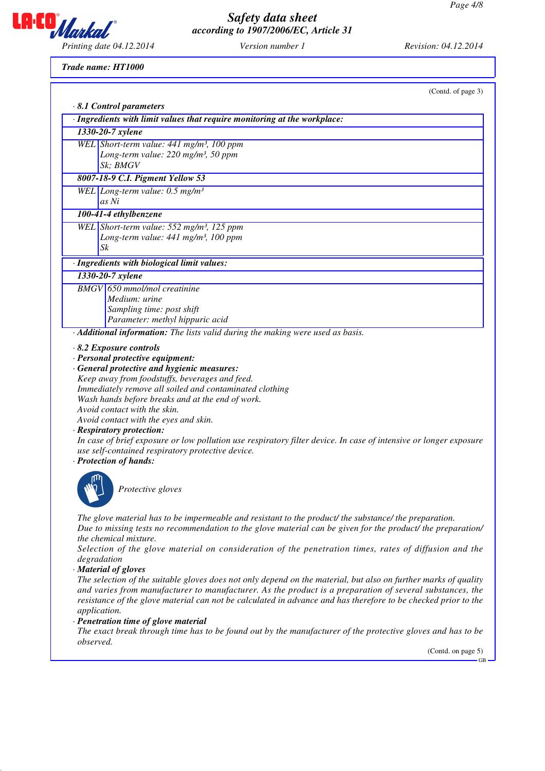Trade name: HT1000

(Contd. of page 3)

· **8.1 Control parameters**

· **Ingredients with limit values that require monitoring at the workplace:**

| | |
|---|---|
| **1330-20-7 xylene** | |
| WEL | Short-term value: 441 mg/m³, 100 ppm<br>Long-term value: 220 mg/m³, 50 ppm<br>Sk; BMGV |
| **8007-18-9 C.I. Pigment Yellow 53** | |
| WEL | Long-term value: 0.5 mg/m³<br>as Ni |
| **100-41-4 ethylbenzene** | |
| WEL | Short-term value: 552 mg/m³, 125 ppm<br>Long-term value: 441 mg/m³, 100 ppm<br>Sk |

· **Ingredients with biological limit values:**

| | |
|---|---|
| **1330-20-7 xylene** | |
| BMGV | 650 mmol/mol creatinine<br>Medium: urine<br>Sampling time: post shift<br>Parameter: methyl hippuric acid |

· **Additional information:** The lists valid during the making were used as basis.

· **8.2 Exposure controls**

· **Personal protective equipment:**

· **General protective and hygienic measures:**

Keep away from foodstuffs, beverages and feed.
Immediately remove all soiled and contaminated clothing
Wash hands before breaks and at the end of work.
Avoid contact with the skin.
Avoid contact with the eyes and skin.

· **Respiratory protection:**

In case of brief exposure or low pollution use respiratory filter device. In case of intensive or longer exposure use self-contained respiratory protective device.

· **Protection of hands:**

Protective gloves

The glove material has to be impermeable and resistant to the product/ the substance/ the preparation.
Due to missing tests no recommendation to the glove material can be given for the product/ the preparation/ the chemical mixture.
Selection of the glove material on consideration of the penetration times, rates of diffusion and the degradation

· **Material of gloves**

The selection of the suitable gloves does not only depend on the material, but also on further marks of quality and varies from manufacturer to manufacturer. As the product is a preparation of several substances, the resistance of the glove material can not be calculated in advance and has therefore to be checked prior to the application.

· **Penetration time of glove material**

The exact break through time has to be found out by the manufacturer of the protective gloves and has to be observed.

(Contd. on page 5)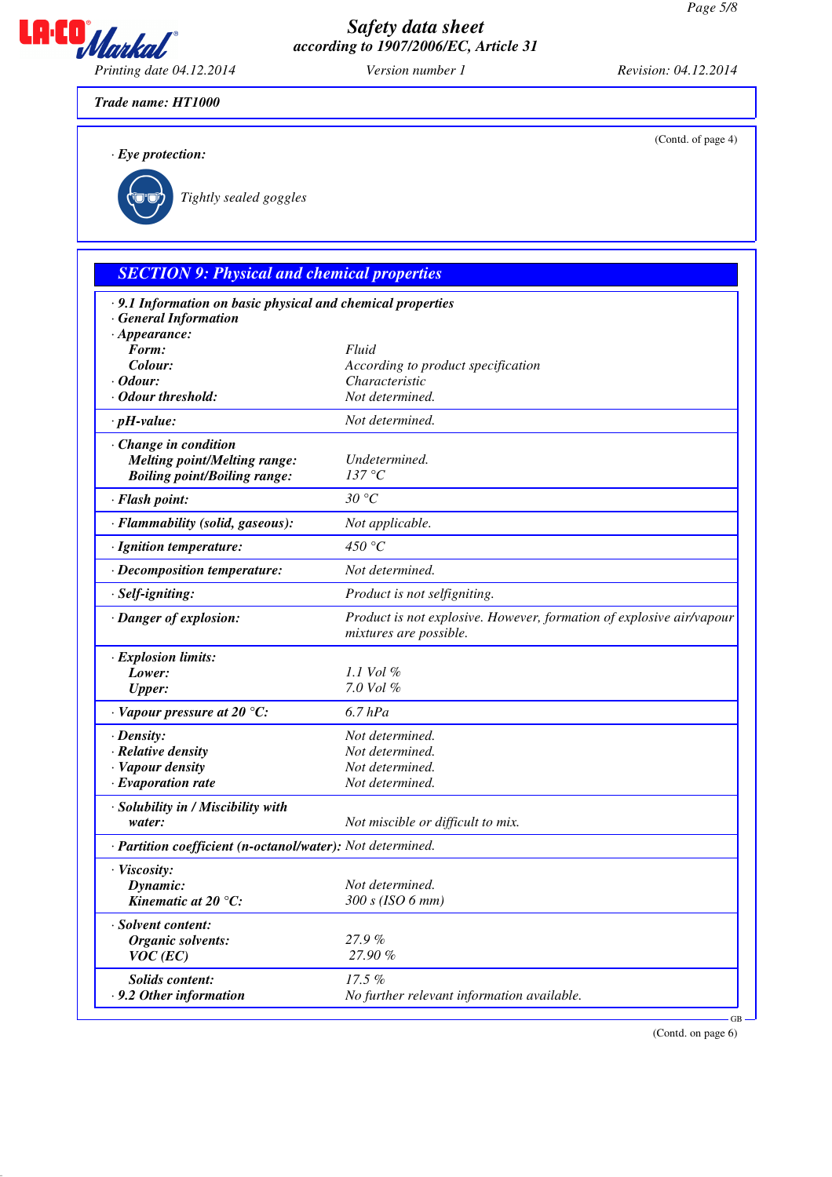Trade name: HT1000

(Contd. of page 4)

· **Eye protection:**

Tightly sealed goggles

## SECTION 9: Physical and chemical properties

| | |
|---|---|
| · **9.1 Information on basic physical and chemical properties** | |
| · **General Information** | |
| · **Appearance:** | |
| **Form:** | Fluid |
| **Colour:** | According to product specification |
| · **Odour:** | Characteristic |
| · **Odour threshold:** | Not determined. |
| · **pH-value:** | Not determined. |
| · **Change in condition** | |
| **Melting point/Melting range:** | Undetermined. |
| **Boiling point/Boiling range:** | 137 °C |
| · **Flash point:** | 30 °C |
| · **Flammability (solid, gaseous):** | Not applicable. |
| · **Ignition temperature:** | 450 °C |
| · **Decomposition temperature:** | Not determined. |
| · **Self-igniting:** | Product is not selfigniting. |
| · **Danger of explosion:** | Product is not explosive. However, formation of explosive air/vapour mixtures are possible. |
| · **Explosion limits:** | |
| **Lower:** | 1.1 Vol % |
| **Upper:** | 7.0 Vol % |
| · **Vapour pressure at 20 °C:** | 6.7 hPa |
| · **Density:** | Not determined. |
| · **Relative density** | Not determined. |
| · **Vapour density** | Not determined. |
| · **Evaporation rate** | Not determined. |
| · **Solubility in / Miscibility with water:** | Not miscible or difficult to mix. |
| · **Partition coefficient (n-octanol/water):** | Not determined. |
| · **Viscosity:** | |
| **Dynamic:** | Not determined. |
| **Kinematic at 20 °C:** | 300 s (ISO 6 mm) |
| · **Solvent content:** | |
| **Organic solvents:** | 27.9 % |
| **VOC (EC)** | 27.90 % |
| **Solids content:** | 17.5 % |
| · **9.2 Other information** | No further relevant information available. |

(Contd. on page 6)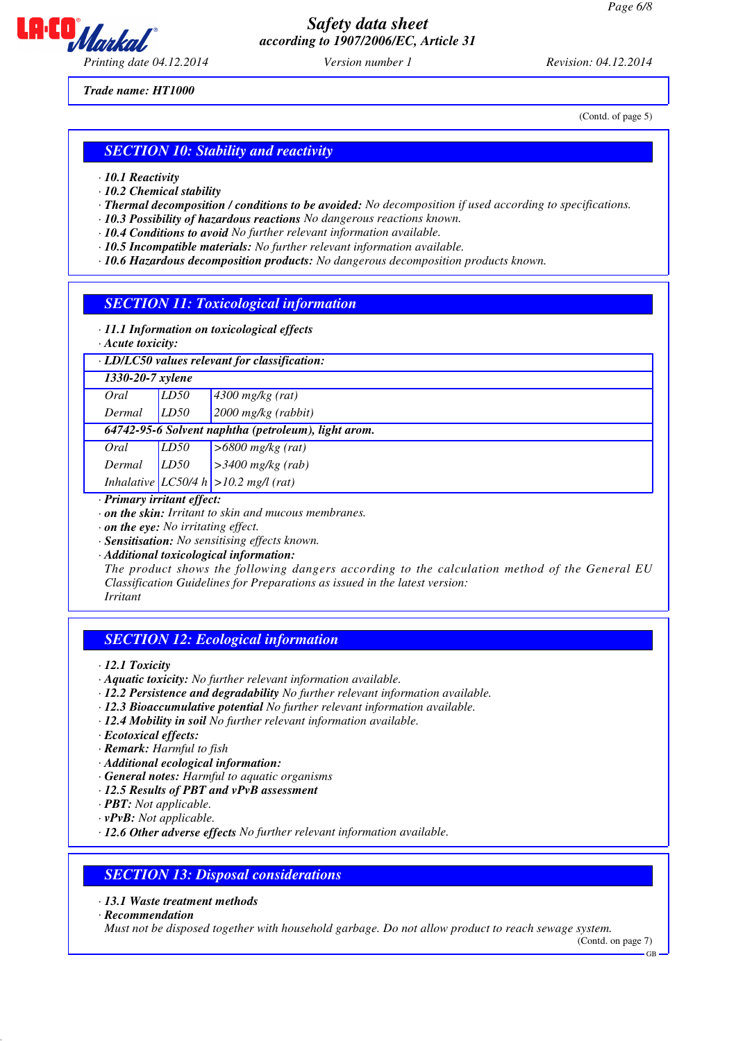Trade name: HT1000

(Contd. of page 5)

## SECTION 10: Stability and reactivity

- **10.1 Reactivity**
- **10.2 Chemical stability**
- **Thermal decomposition / conditions to be avoided:** No decomposition if used according to specifications.
- **10.3 Possibility of hazardous reactions** No dangerous reactions known.
- **10.4 Conditions to avoid** No further relevant information available.
- **10.5 Incompatible materials:** No further relevant information available.
- **10.6 Hazardous decomposition products:** No dangerous decomposition products known.

## SECTION 11: Toxicological information

- **11.1 Information on toxicological effects**
- **Acute toxicity:**

| · LD/LC50 values relevant for classification: | | |
|---|---|---|
| **1330-20-7 xylene** | | |
| Oral | LD50 | 4300 mg/kg (rat) |
| Dermal | LD50 | 2000 mg/kg (rabbit) |
| **64742-95-6 Solvent naphtha (petroleum), light arom.** | | |
| Oral | LD50 | >6800 mg/kg (rat) |
| Dermal | LD50 | >3400 mg/kg (rab) |
| Inhalative | LC50/4 h | >10.2 mg/l (rat) |

- **Primary irritant effect:**
- **on the skin:** Irritant to skin and mucous membranes.
- **on the eye:** No irritating effect.
- **Sensitisation:** No sensitising effects known.
- **Additional toxicological information:**

The product shows the following dangers according to the calculation method of the General EU Classification Guidelines for Preparations as issued in the latest version:
Irritant

## SECTION 12: Ecological information

- **12.1 Toxicity**
- **Aquatic toxicity:** No further relevant information available.
- **12.2 Persistence and degradability** No further relevant information available.
- **12.3 Bioaccumulative potential** No further relevant information available.
- **12.4 Mobility in soil** No further relevant information available.
- **Ecotoxical effects:**
- **Remark:** Harmful to fish
- **Additional ecological information:**
- **General notes:** Harmful to aquatic organisms
- **12.5 Results of PBT and vPvB assessment**
- **PBT:** Not applicable.
- **vPvB:** Not applicable.
- **12.6 Other adverse effects** No further relevant information available.

## SECTION 13: Disposal considerations

- **13.1 Waste treatment methods**
- **Recommendation**

Must not be disposed together with household garbage. Do not allow product to reach sewage system.

(Contd. on page 7)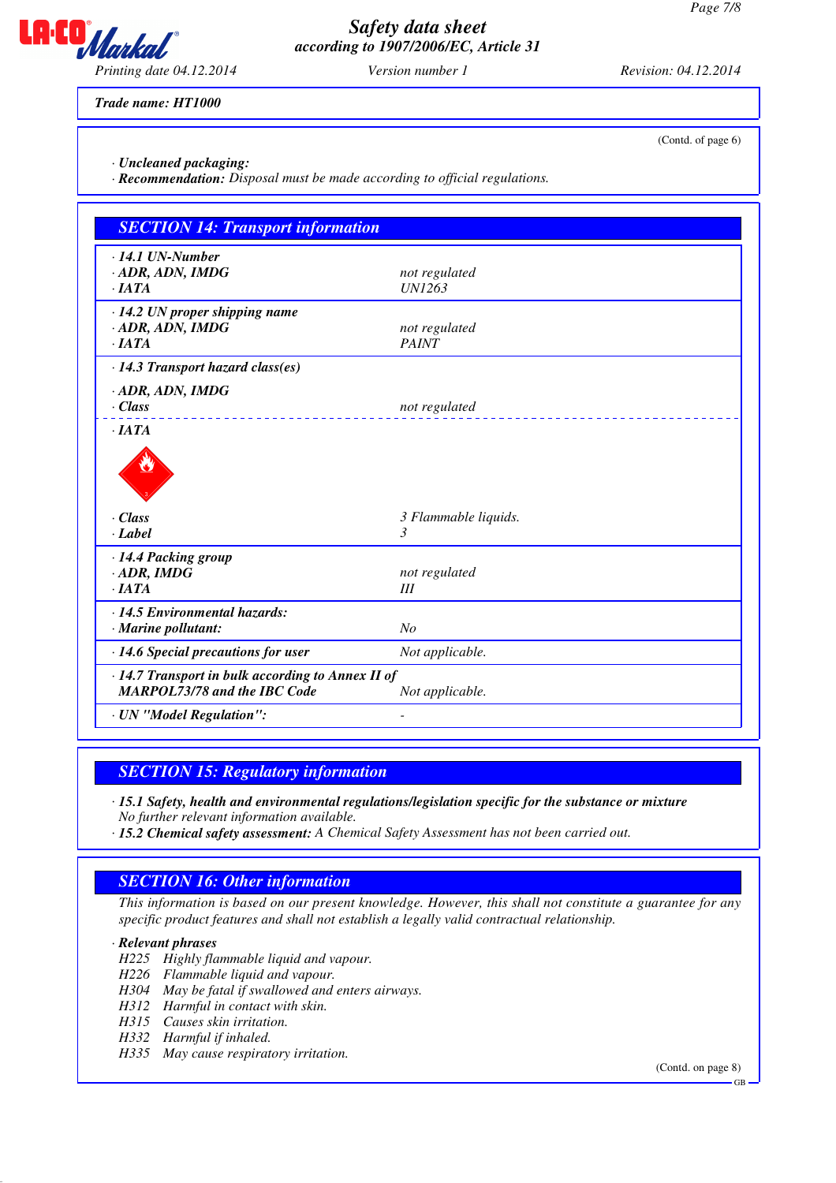Trade name: HT1000

(Contd. of page 6)

· **Uncleaned packaging:**
· **Recommendation:** Disposal must be made according to official regulations.

## SECTION 14: Transport information

| | |
|---|---|
| · **14.1 UN-Number** | |
| · **ADR, ADN, IMDG** | not regulated |
| · **IATA** | UN1263 |
| · **14.2 UN proper shipping name** | |
| · **ADR, ADN, IMDG** | not regulated |
| · **IATA** | PAINT |
| · **14.3 Transport hazard class(es)** | |
| · **ADR, ADN, IMDG** | |
| · **Class** | not regulated |
| · **IATA** | |
| · **Class** | 3 Flammable liquids. |
| · **Label** | 3 |
| · **14.4 Packing group** | |
| · **ADR, IMDG** | not regulated |
| · **IATA** | III |
| · **14.5 Environmental hazards:** | |
| · **Marine pollutant:** | No |
| · **14.6 Special precautions for user** | Not applicable. |
| · **14.7 Transport in bulk according to Annex II of MARPOL73/78 and the IBC Code** | Not applicable. |
| · **UN "Model Regulation":** | - |

## SECTION 15: Regulatory information

· **15.1 Safety, health and environmental regulations/legislation specific for the substance or mixture**
No further relevant information available.
· **15.2 Chemical safety assessment:** A Chemical Safety Assessment has not been carried out.

## SECTION 16: Other information

This information is based on our present knowledge. However, this shall not constitute a guarantee for any specific product features and shall not establish a legally valid contractual relationship.

· **Relevant phrases**
H225 Highly flammable liquid and vapour.
H226 Flammable liquid and vapour.
H304 May be fatal if swallowed and enters airways.
H312 Harmful in contact with skin.
H315 Causes skin irritation.
H332 Harmful if inhaled.
H335 May cause respiratory irritation.

(Contd. on page 8)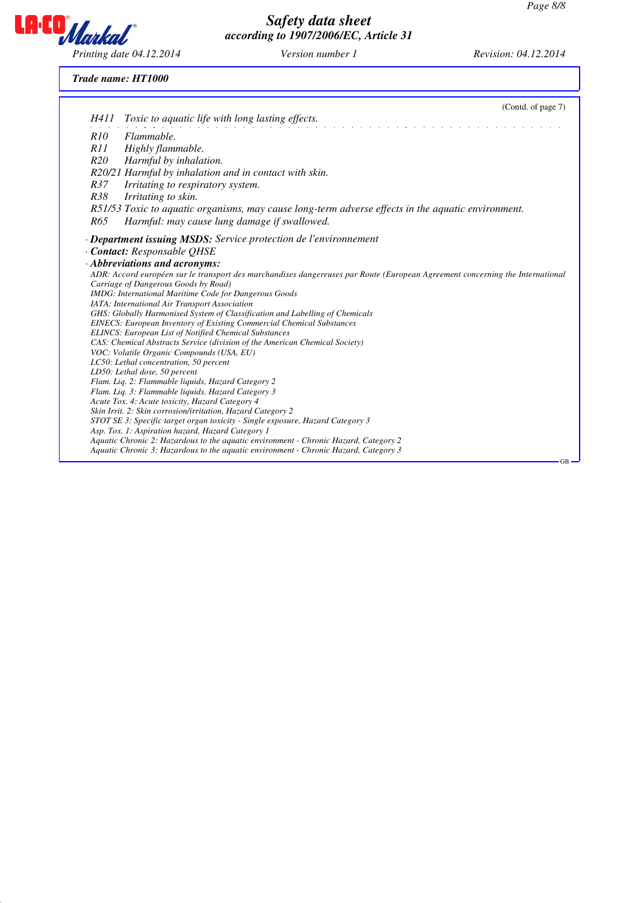(Contd. of page 7)

*H411 Toxic to aquatic life with long lasting effects.*

---

*R10 Flammable.*
*R11 Highly flammable.*
*R20 Harmful by inhalation.*
*R20/21 Harmful by inhalation and in contact with skin.*
*R37 Irritating to respiratory system.*
*R38 Irritating to skin.*
*R51/53 Toxic to aquatic organisms, may cause long-term adverse effects in the aquatic environment.*
*R65 Harmful: may cause lung damage if swallowed.*

· ***Department issuing MSDS:*** *Service protection de l'environnement*
· ***Contact:*** *Responsable QHSE*
· ***Abbreviations and acronyms:***
*ADR: Accord européen sur le transport des marchandises dangereuses par Route (European Agreement concerning the International Carriage of Dangerous Goods by Road)*
*IMDG: International Maritime Code for Dangerous Goods*
*IATA: International Air Transport Association*
*GHS: Globally Harmonised System of Classification and Labelling of Chemicals*
*EINECS: European Inventory of Existing Commercial Chemical Substances*
*ELINCS: European List of Notified Chemical Substances*
*CAS: Chemical Abstracts Service (division of the American Chemical Society)*
*VOC: Volatile Organic Compounds (USA, EU)*
*LC50: Lethal concentration, 50 percent*
*LD50: Lethal dose, 50 percent*
*Flam. Liq. 2: Flammable liquids, Hazard Category 2*
*Flam. Liq. 3: Flammable liquids, Hazard Category 3*
*Acute Tox. 4: Acute toxicity, Hazard Category 4*
*Skin Irrit. 2: Skin corrosion/irritation, Hazard Category 2*
*STOT SE 3: Specific target organ toxicity - Single exposure, Hazard Category 3*
*Asp. Tox. 1: Aspiration hazard, Hazard Category 1*
*Aquatic Chronic 2: Hazardous to the aquatic environment - Chronic Hazard, Category 2*
*Aquatic Chronic 3: Hazardous to the aquatic environment - Chronic Hazard, Category 3*